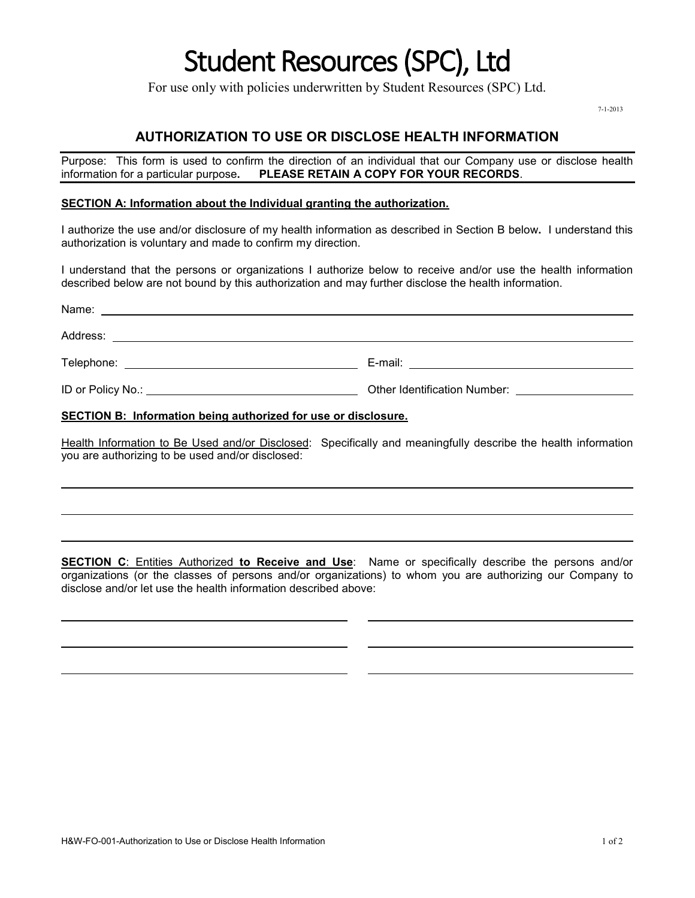# Student Resources (SPC), Ltd

For use only with policies underwritten by Student Resources (SPC) Ltd.

7-1-2013

## AUTHORIZATION TO USE OR DISCLOSE HEALTH INFORMATION

Purpose: This form is used to confirm the direction of an individual that our Company use or disclose health information for a particular purpose. **PLEASE RETAIN A COPY FOR YOUR RECORDS**.

**SECTION A: Information about the Individual granting the authorization.**

I authorize the use and/or disclosure of my health information as described in Section B below. I understand this authorization is voluntary and made to confirm my direction.

I understand that the persons or organizations I authorize below to receive and/or use the health information described below are not bound by this authorization and may further disclose the health information.

Name: ______________________________________________

Address: ______________________________________________

Telephone: ______________________ E-mail: ______________________

ID or Policy No.: ______________________ Other Identification Number: ______________________

**SECTION B: Information being authorized for use or disclosure.**

Health Information to Be Used and/or Disclosed: Specifically and meaningfully describe the health information you are authorizing to be used and/or disclosed:

______________________________________________

______________________________________________

______________________________________________

**SECTION C**: Entities Authorized **to Receive and Use**: Name or specifically describe the persons and/or organizations (or the classes of persons and/or organizations) to whom you are authorizing our Company to disclose and/or let use the health information described above:

______________________ ______________________

______________________ ______________________

______________________ ______________________

H&W-FO-001-Authorization to Use or Disclose Health Information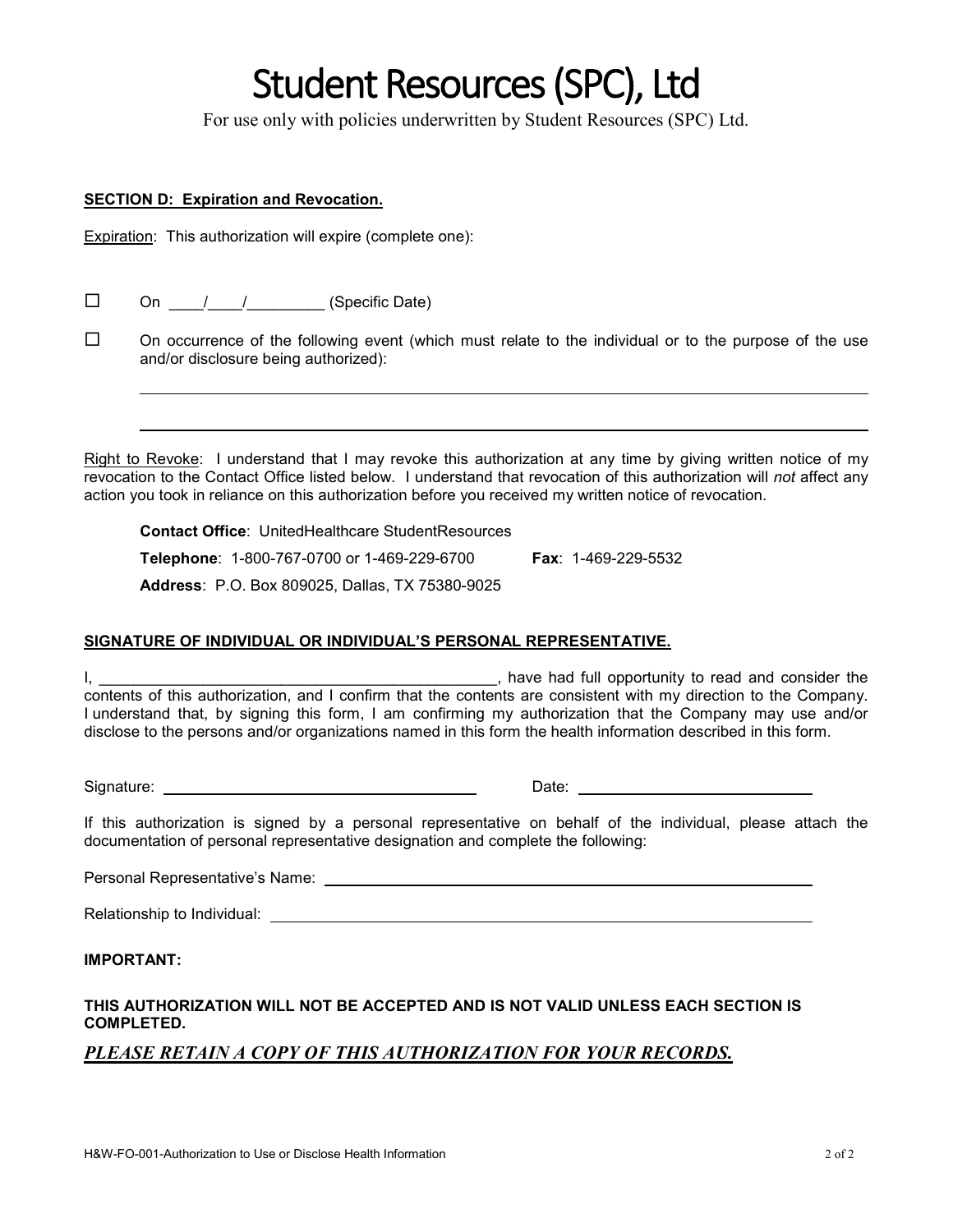# Student Resources (SPC), Ltd

For use only with policies underwritten by Student Resources (SPC) Ltd.

**SECTION D: Expiration and Revocation.**

Expiration: This authorization will expire (complete one):

☐ On ____/____/_________ (Specific Date)

☐ On occurrence of the following event (which must relate to the individual or to the purpose of the use and/or disclosure being authorized):

______________________________________________________________________________

______________________________________________________________________________

Right to Revoke: I understand that I may revoke this authorization at any time by giving written notice of my revocation to the Contact Office listed below. I understand that revocation of this authorization will *not* affect any action you took in reliance on this authorization before you received my written notice of revocation.

**Contact Office**: UnitedHealthcare StudentResources

**Telephone**: 1-800-767-0700 or 1-469-229-6700 **Fax**: 1-469-229-5532

**Address**: P.O. Box 809025, Dallas, TX 75380-9025

**SIGNATURE OF INDIVIDUAL OR INDIVIDUAL'S PERSONAL REPRESENTATIVE.**

I, ______________________________________________, have had full opportunity to read and consider the contents of this authorization, and I confirm that the contents are consistent with my direction to the Company. I understand that, by signing this form, I am confirming my authorization that the Company may use and/or disclose to the persons and/or organizations named in this form the health information described in this form.

Signature: ____________________________________ Date: ____________________________

If this authorization is signed by a personal representative on behalf of the individual, please attach the documentation of personal representative designation and complete the following:

Personal Representative's Name: ____________________________________________

Relationship to Individual: ________________________________________________

**IMPORTANT:**

**THIS AUTHORIZATION WILL NOT BE ACCEPTED AND IS NOT VALID UNLESS EACH SECTION IS COMPLETED.**

***PLEASE RETAIN A COPY OF THIS AUTHORIZATION FOR YOUR RECORDS.***

H&W-FO-001-Authorization to Use or Disclose Health Information